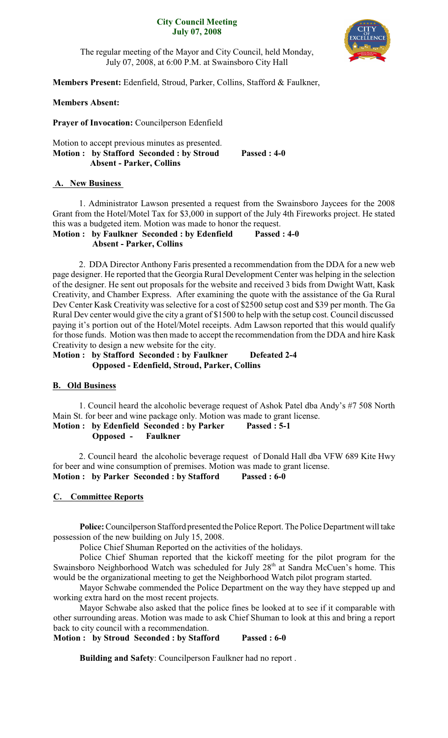# City Council Meeting
## July 07, 2008

The regular meeting of the Mayor and City Council, held Monday, July 07, 2008, at 6:00 P.M. at Swainsboro City Hall

**Members Present:** Edenfield, Stroud, Parker, Collins, Stafford & Faulkner,

**Members Absent:**

**Prayer of Invocation:** Councilperson Edenfield

Motion to accept previous minutes as presented.
**Motion : by Stafford Seconded : by Stroud Passed : 4-0**
**Absent - Parker, Collins**

### A. New Business

1. Administrator Lawson presented a request from the Swainsboro Jaycees for the 2008 Grant from the Hotel/Motel Tax for $3,000 in support of the July 4th Fireworks project. He stated this was a budgeted item. Motion was made to honor the request.
**Motion : by Faulkner Seconded : by Edenfield Passed : 4-0**
**Absent - Parker, Collins**

2. DDA Director Anthony Faris presented a recommendation from the DDA for a new web page designer. He reported that the Georgia Rural Development Center was helping in the selection of the designer. He sent out proposals for the website and received 3 bids from Dwight Watt, Kask Creativity, and Chamber Express. After examining the quote with the assistance of the Ga Rural Dev Center Kask Creativity was selective for a cost of $2500 setup cost and $39 per month. The Ga Rural Dev center would give the city a grant of $1500 to help with the setup cost. Council discussed paying it's portion out of the Hotel/Motel receipts. Adm Lawson reported that this would qualify for those funds. Motion was then made to accept the recommendation from the DDA and hire Kask Creativity to design a new website for the city.
**Motion : by Stafford Seconded : by Faulkner Defeated 2-4**
**Opposed - Edenfield, Stroud, Parker, Collins**

### B. Old Business

1. Council heard the alcoholic beverage request of Ashok Patel dba Andy's #7 508 North Main St. for beer and wine package only. Motion was made to grant license.
**Motion : by Edenfield Seconded : by Parker Passed : 5-1**
**Opposed - Faulkner**

2. Council heard the alcoholic beverage request of Donald Hall dba VFW 689 Kite Hwy for beer and wine consumption of premises. Motion was made to grant license.
**Motion : by Parker Seconded : by Stafford Passed : 6-0**

### C. Committee Reports

**Police:** Councilperson Stafford presented the Police Report. The Police Department will take possession of the new building on July 15, 2008.

Police Chief Shuman Reported on the activities of the holidays.

Police Chief Shuman reported that the kickoff meeting for the pilot program for the Swainsboro Neighborhood Watch was scheduled for July 28th at Sandra McCuen's home. This would be the organizational meeting to get the Neighborhood Watch pilot program started.

Mayor Schwabe commended the Police Department on the way they have stepped up and working extra hard on the most recent projects.

Mayor Schwabe also asked that the police fines be looked at to see if it comparable with other surrounding areas. Motion was made to ask Chief Shuman to look at this and bring a report back to city council with a recommendation.
**Motion : by Stroud Seconded : by Stafford Passed : 6-0**

**Building and Safety**: Councilperson Faulkner had no report .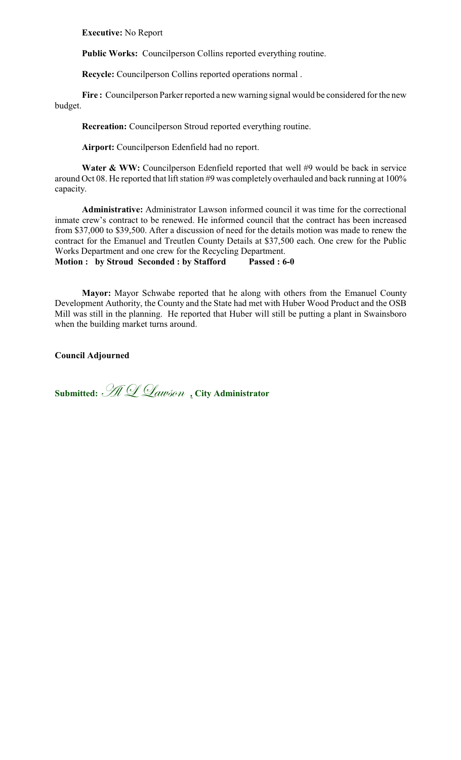**Executive:** No Report

**Public Works:** Councilperson Collins reported everything routine.

**Recycle:** Councilperson Collins reported operations normal .

**Fire :** Councilperson Parker reported a new warning signal would be considered for the new budget.

**Recreation:** Councilperson Stroud reported everything routine.

**Airport:** Councilperson Edenfield had no report.

**Water & WW:** Councilperson Edenfield reported that well #9 would be back in service around Oct 08. He reported that lift station #9 was completely overhauled and back running at 100% capacity.

**Administrative:** Administrator Lawson informed council it was time for the correctional inmate crew's contract to be renewed. He informed council that the contract has been increased from $37,000 to $39,500. After a discussion of need for the details motion was made to renew the contract for the Emanuel and Treutlen County Details at $37,500 each. One crew for the Public Works Department and one crew for the Recycling Department.

**Motion : by Stroud Seconded : by Stafford Passed : 6-0**

**Mayor:** Mayor Schwabe reported that he along with others from the Emanuel County Development Authority, the County and the State had met with Huber Wood Product and the OSB Mill was still in the planning. He reported that Huber will still be putting a plant in Swainsboro when the building market turns around.

**Council Adjourned**

**Submitted:** *Al L Lawson* **, City Administrator**